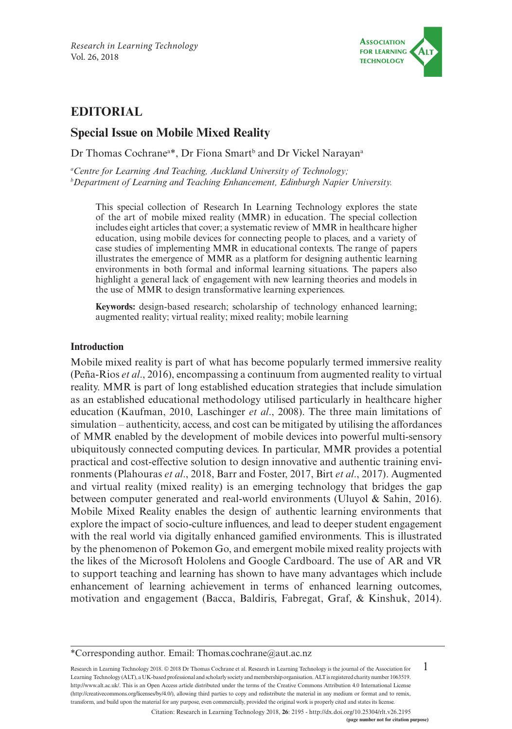# EDITORIAL

## Special Issue on Mobile Mixed Reality

Dr Thomas Cochrane[a]*, Dr Fiona Smart[b] and Dr Vickel Narayan[a]

[a]*Centre for Learning And Teaching, Auckland University of Technology;*
[b]*Department of Learning and Teaching Enhancement, Edinburgh Napier University.*

> This special collection of Research In Learning Technology explores the state of the art of mobile mixed reality (MMR) in education. The special collection includes eight articles that cover; a systematic review of MMR in healthcare higher education, using mobile devices for connecting people to places, and a variety of case studies of implementing MMR in educational contexts. The range of papers illustrates the emergence of MMR as a platform for designing authentic learning environments in both formal and informal learning situations. The papers also highlight a general lack of engagement with new learning theories and models in the use of MMR to design transformative learning experiences.
>
> **Keywords:** design-based research; scholarship of technology enhanced learning; augmented reality; virtual reality; mixed reality; mobile learning

### Introduction

Mobile mixed reality is part of what has become popularly termed immersive reality (Peña-Rios *et al*., 2016), encompassing a continuum from augmented reality to virtual reality. MMR is part of long established education strategies that include simulation as an established educational methodology utilised particularly in healthcare higher education (Kaufman, 2010, Laschinger *et al*., 2008). The three main limitations of simulation – authenticity, access, and cost can be mitigated by utilising the affordances of MMR enabled by the development of mobile devices into powerful multi-sensory ubiquitously connected computing devices. In particular, MMR provides a potential practical and cost-effective solution to design innovative and authentic training environments (Plahouras *et al*., 2018, Barr and Foster, 2017, Birt *et al*., 2017). Augmented and virtual reality (mixed reality) is an emerging technology that bridges the gap between computer generated and real-world environments (Uluyol & Sahin, 2016). Mobile Mixed Reality enables the design of authentic learning environments that explore the impact of socio-culture influences, and lead to deeper student engagement with the real world via digitally enhanced gamified environments. This is illustrated by the phenomenon of Pokemon Go, and emergent mobile mixed reality projects with the likes of the Microsoft Hololens and Google Cardboard. The use of AR and VR to support teaching and learning has shown to have many advantages which include enhancement of learning achievement in terms of enhanced learning outcomes, motivation and engagement (Bacca, Baldiris, Fabregat, Graf, & Kinshuk, 2014).

---

*Corresponding author. Email: Thomas.cochrane@aut.ac.nz

Research in Learning Technology 2018. © 2018 Dr Thomas Cochrane et al. Research in Learning Technology is the journal of the Association for Learning Technology (ALT), a UK-based professional and scholarly society and membership organisation. ALT is registered charity number 1063519. http://www.alt.ac.uk/. This is an Open Access article distributed under the terms of the Creative Commons Attribution 4.0 International License (http://creativecommons.org/licenses/by/4.0/), allowing third parties to copy and redistribute the material in any medium or format and to remix, transform, and build upon the material for any purpose, even commercially, provided the original work is properly cited and states its license.

Citation: Research in Learning Technology 2018, **26**: 2195 - http://dx.doi.org/10.25304/rlt.v26.2195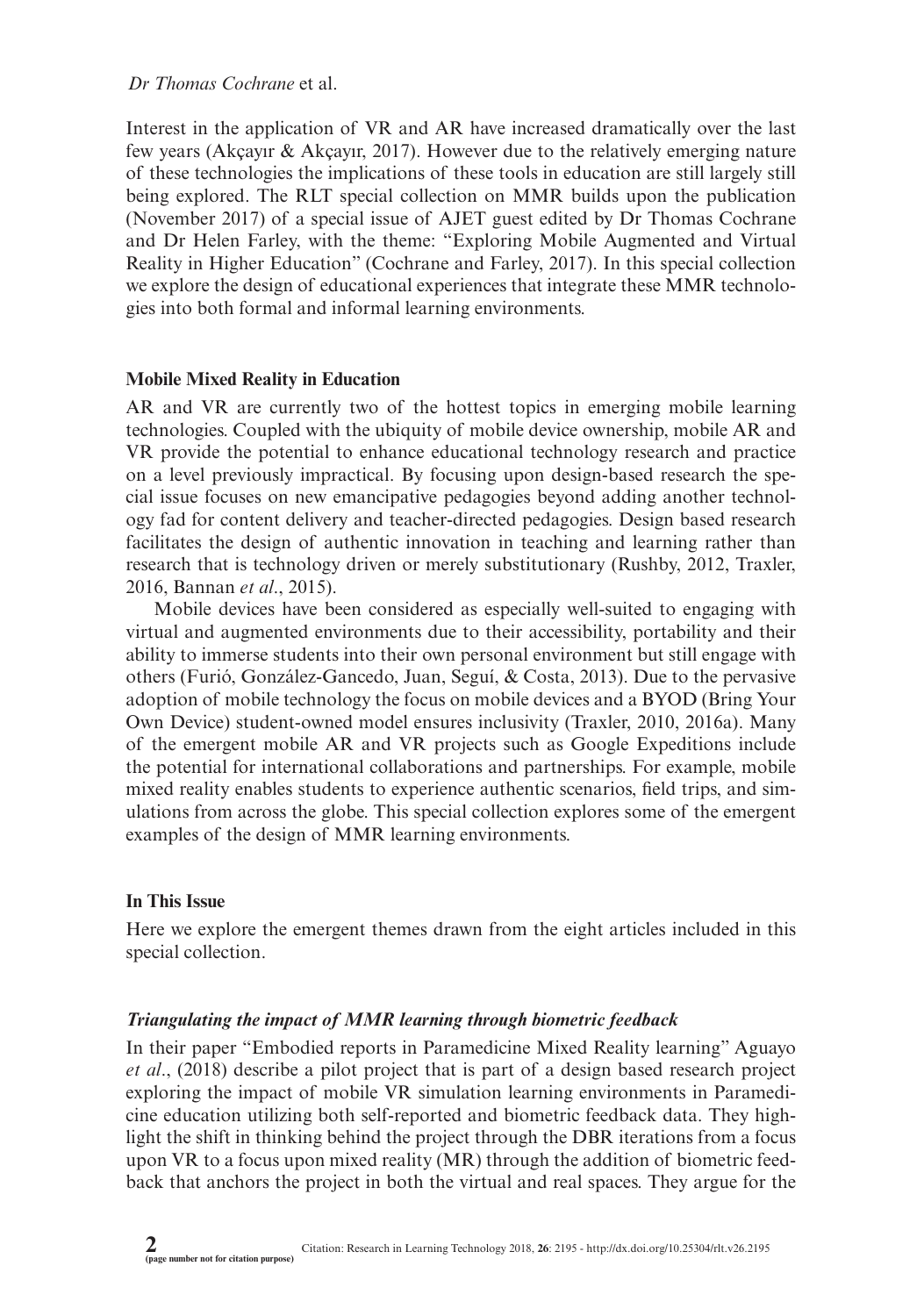Interest in the application of VR and AR have increased dramatically over the last few years (Akçayır & Akçayır, 2017). However due to the relatively emerging nature of these technologies the implications of these tools in education are still largely still being explored. The RLT special collection on MMR builds upon the publication (November 2017) of a special issue of AJET guest edited by Dr Thomas Cochrane and Dr Helen Farley, with the theme: "Exploring Mobile Augmented and Virtual Reality in Higher Education" (Cochrane and Farley, 2017). In this special collection we explore the design of educational experiences that integrate these MMR technologies into both formal and informal learning environments.

## Mobile Mixed Reality in Education

AR and VR are currently two of the hottest topics in emerging mobile learning technologies. Coupled with the ubiquity of mobile device ownership, mobile AR and VR provide the potential to enhance educational technology research and practice on a level previously impractical. By focusing upon design-based research the special issue focuses on new emancipative pedagogies beyond adding another technology fad for content delivery and teacher-directed pedagogies. Design based research facilitates the design of authentic innovation in teaching and learning rather than research that is technology driven or merely substitutionary (Rushby, 2012, Traxler, 2016, Bannan *et al*., 2015).

Mobile devices have been considered as especially well-suited to engaging with virtual and augmented environments due to their accessibility, portability and their ability to immerse students into their own personal environment but still engage with others (Furió, González-Gancedo, Juan, Seguí, & Costa, 2013). Due to the pervasive adoption of mobile technology the focus on mobile devices and a BYOD (Bring Your Own Device) student-owned model ensures inclusivity (Traxler, 2010, 2016a). Many of the emergent mobile AR and VR projects such as Google Expeditions include the potential for international collaborations and partnerships. For example, mobile mixed reality enables students to experience authentic scenarios, field trips, and simulations from across the globe. This special collection explores some of the emergent examples of the design of MMR learning environments.

## In This Issue

Here we explore the emergent themes drawn from the eight articles included in this special collection.

### *Triangulating the impact of MMR learning through biometric feedback*

In their paper "Embodied reports in Paramedicine Mixed Reality learning" Aguayo *et al*., (2018) describe a pilot project that is part of a design based research project exploring the impact of mobile VR simulation learning environments in Paramedicine education utilizing both self-reported and biometric feedback data. They highlight the shift in thinking behind the project through the DBR iterations from a focus upon VR to a focus upon mixed reality (MR) through the addition of biometric feedback that anchors the project in both the virtual and real spaces. They argue for the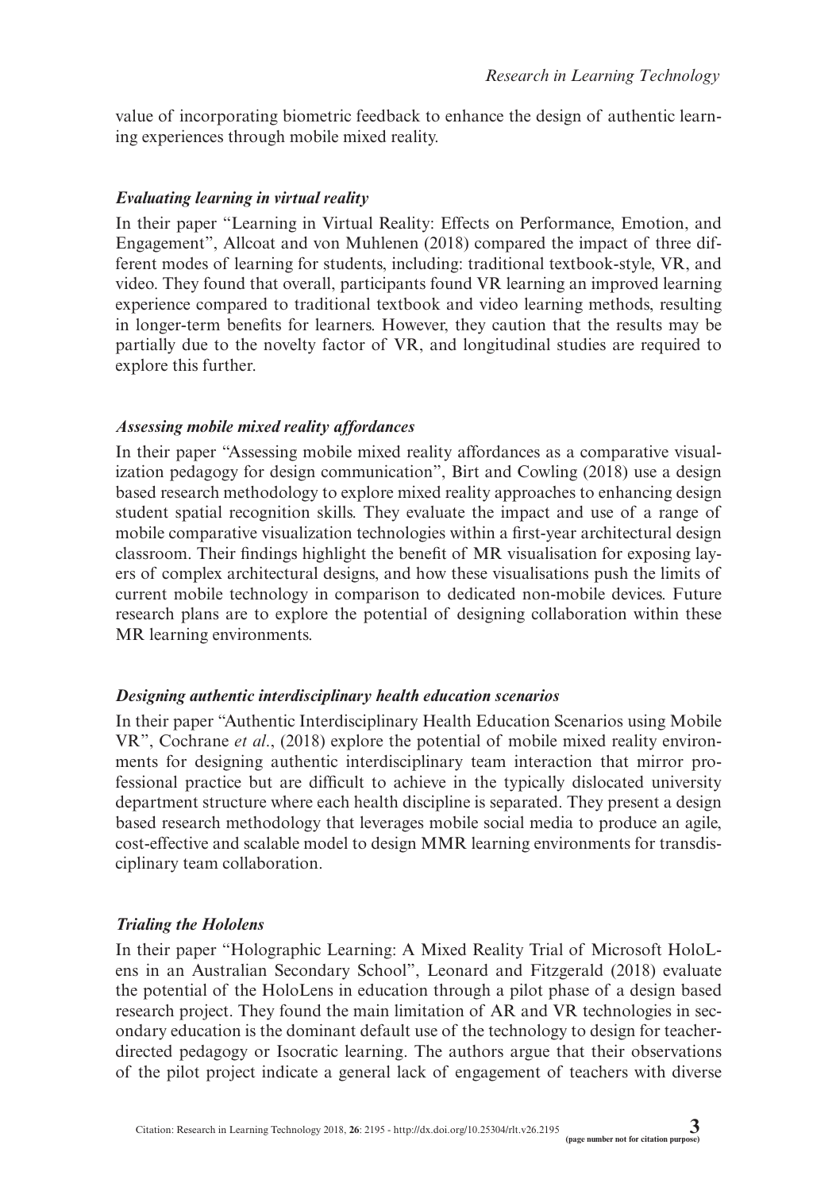value of incorporating biometric feedback to enhance the design of authentic learning experiences through mobile mixed reality.

### *Evaluating learning in virtual reality*

In their paper "Learning in Virtual Reality: Effects on Performance, Emotion, and Engagement", Allcoat and von Muhlenen (2018) compared the impact of three different modes of learning for students, including: traditional textbook-style, VR, and video. They found that overall, participants found VR learning an improved learning experience compared to traditional textbook and video learning methods, resulting in longer-term benefits for learners. However, they caution that the results may be partially due to the novelty factor of VR, and longitudinal studies are required to explore this further.

### *Assessing mobile mixed reality affordances*

In their paper "Assessing mobile mixed reality affordances as a comparative visualization pedagogy for design communication", Birt and Cowling (2018) use a design based research methodology to explore mixed reality approaches to enhancing design student spatial recognition skills. They evaluate the impact and use of a range of mobile comparative visualization technologies within a first-year architectural design classroom. Their findings highlight the benefit of MR visualisation for exposing layers of complex architectural designs, and how these visualisations push the limits of current mobile technology in comparison to dedicated non-mobile devices. Future research plans are to explore the potential of designing collaboration within these MR learning environments.

### *Designing authentic interdisciplinary health education scenarios*

In their paper "Authentic Interdisciplinary Health Education Scenarios using Mobile VR", Cochrane *et al*., (2018) explore the potential of mobile mixed reality environments for designing authentic interdisciplinary team interaction that mirror professional practice but are difficult to achieve in the typically dislocated university department structure where each health discipline is separated. They present a design based research methodology that leverages mobile social media to produce an agile, cost-effective and scalable model to design MMR learning environments for transdisciplinary team collaboration.

### *Trialing the Hololens*

In their paper "Holographic Learning: A Mixed Reality Trial of Microsoft HoloLens in an Australian Secondary School", Leonard and Fitzgerald (2018) evaluate the potential of the HoloLens in education through a pilot phase of a design based research project. They found the main limitation of AR and VR technologies in secondary education is the dominant default use of the technology to design for teacher-directed pedagogy or Isocratic learning. The authors argue that their observations of the pilot project indicate a general lack of engagement of teachers with diverse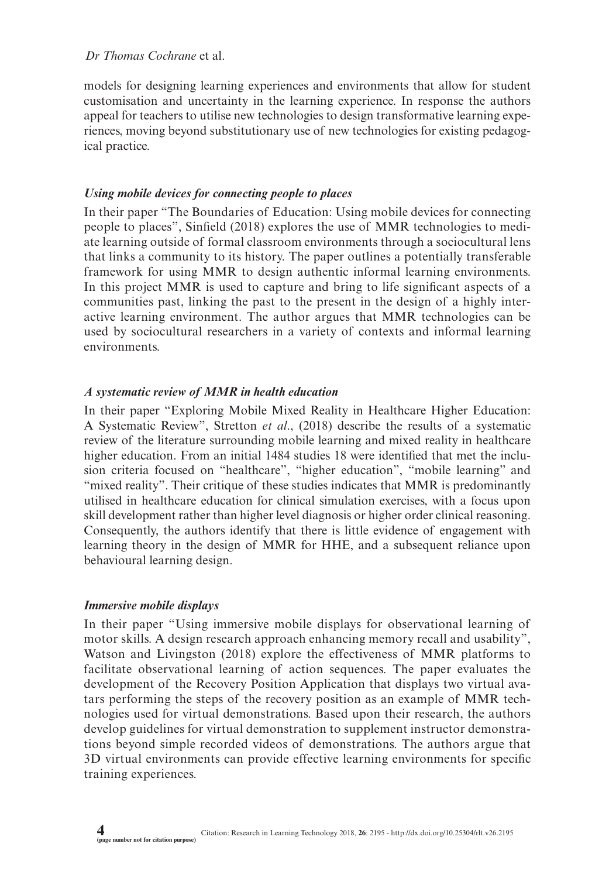models for designing learning experiences and environments that allow for student customisation and uncertainty in the learning experience. In response the authors appeal for teachers to utilise new technologies to design transformative learning experiences, moving beyond substitutionary use of new technologies for existing pedagogical practice.

### *Using mobile devices for connecting people to places*

In their paper "The Boundaries of Education: Using mobile devices for connecting people to places", Sinfield (2018) explores the use of MMR technologies to mediate learning outside of formal classroom environments through a sociocultural lens that links a community to its history. The paper outlines a potentially transferable framework for using MMR to design authentic informal learning environments. In this project MMR is used to capture and bring to life significant aspects of a communities past, linking the past to the present in the design of a highly interactive learning environment. The author argues that MMR technologies can be used by sociocultural researchers in a variety of contexts and informal learning environments.

### *A systematic review of MMR in health education*

In their paper "Exploring Mobile Mixed Reality in Healthcare Higher Education: A Systematic Review", Stretton *et al*., (2018) describe the results of a systematic review of the literature surrounding mobile learning and mixed reality in healthcare higher education. From an initial 1484 studies 18 were identified that met the inclusion criteria focused on "healthcare", "higher education", "mobile learning" and "mixed reality". Their critique of these studies indicates that MMR is predominantly utilised in healthcare education for clinical simulation exercises, with a focus upon skill development rather than higher level diagnosis or higher order clinical reasoning. Consequently, the authors identify that there is little evidence of engagement with learning theory in the design of MMR for HHE, and a subsequent reliance upon behavioural learning design.

### *Immersive mobile displays*

In their paper "Using immersive mobile displays for observational learning of motor skills. A design research approach enhancing memory recall and usability", Watson and Livingston (2018) explore the effectiveness of MMR platforms to facilitate observational learning of action sequences. The paper evaluates the development of the Recovery Position Application that displays two virtual avatars performing the steps of the recovery position as an example of MMR technologies used for virtual demonstrations. Based upon their research, the authors develop guidelines for virtual demonstration to supplement instructor demonstrations beyond simple recorded videos of demonstrations. The authors argue that 3D virtual environments can provide effective learning environments for specific training experiences.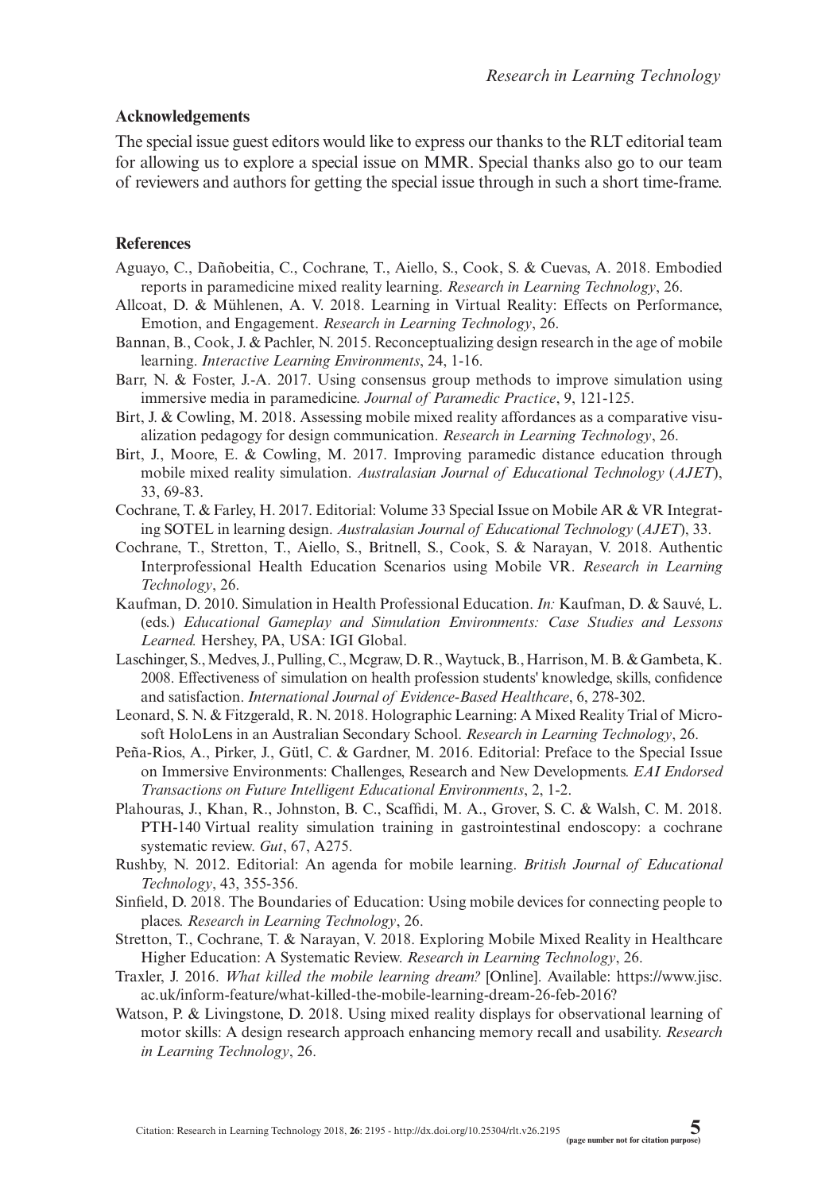## Acknowledgements

The special issue guest editors would like to express our thanks to the RLT editorial team for allowing us to explore a special issue on MMR. Special thanks also go to our team of reviewers and authors for getting the special issue through in such a short time-frame.

## References

Aguayo, C., Dañobeitia, C., Cochrane, T., Aiello, S., Cook, S. & Cuevas, A. 2018. Embodied reports in paramedicine mixed reality learning. *Research in Learning Technology*, 26.

Allcoat, D. & Mühlenen, A. V. 2018. Learning in Virtual Reality: Effects on Performance, Emotion, and Engagement. *Research in Learning Technology*, 26.

Bannan, B., Cook, J. & Pachler, N. 2015. Reconceptualizing design research in the age of mobile learning. *Interactive Learning Environments*, 24, 1-16.

Barr, N. & Foster, J.-A. 2017. Using consensus group methods to improve simulation using immersive media in paramedicine. *Journal of Paramedic Practice*, 9, 121-125.

Birt, J. & Cowling, M. 2018. Assessing mobile mixed reality affordances as a comparative visualization pedagogy for design communication. *Research in Learning Technology*, 26.

Birt, J., Moore, E. & Cowling, M. 2017. Improving paramedic distance education through mobile mixed reality simulation. *Australasian Journal of Educational Technology* (*AJET*), 33, 69-83.

Cochrane, T. & Farley, H. 2017. Editorial: Volume 33 Special Issue on Mobile AR & VR Integrating SOTEL in learning design. *Australasian Journal of Educational Technology* (*AJET*), 33.

Cochrane, T., Stretton, T., Aiello, S., Britnell, S., Cook, S. & Narayan, V. 2018. Authentic Interprofessional Health Education Scenarios using Mobile VR. *Research in Learning Technology*, 26.

Kaufman, D. 2010. Simulation in Health Professional Education. *In:* Kaufman, D. & Sauvé, L. (eds.) *Educational Gameplay and Simulation Environments: Case Studies and Lessons Learned.* Hershey, PA, USA: IGI Global.

Laschinger, S., Medves, J., Pulling, C., Mcgraw, D. R., Waytuck, B., Harrison, M. B. & Gambeta, K. 2008. Effectiveness of simulation on health profession students' knowledge, skills, confidence and satisfaction. *International Journal of Evidence-Based Healthcare*, 6, 278-302.

Leonard, S. N. & Fitzgerald, R. N. 2018. Holographic Learning: A Mixed Reality Trial of Microsoft HoloLens in an Australian Secondary School. *Research in Learning Technology*, 26.

Peña-Rios, A., Pirker, J., Gütl, C. & Gardner, M. 2016. Editorial: Preface to the Special Issue on Immersive Environments: Challenges, Research and New Developments. *EAI Endorsed Transactions on Future Intelligent Educational Environments*, 2, 1-2.

Plahouras, J., Khan, R., Johnston, B. C., Scaffidi, M. A., Grover, S. C. & Walsh, C. M. 2018. PTH-140 Virtual reality simulation training in gastrointestinal endoscopy: a cochrane systematic review. *Gut*, 67, A275.

Rushby, N. 2012. Editorial: An agenda for mobile learning. *British Journal of Educational Technology*, 43, 355-356.

Sinfield, D. 2018. The Boundaries of Education: Using mobile devices for connecting people to places. *Research in Learning Technology*, 26.

Stretton, T., Cochrane, T. & Narayan, V. 2018. Exploring Mobile Mixed Reality in Healthcare Higher Education: A Systematic Review. *Research in Learning Technology*, 26.

Traxler, J. 2016. *What killed the mobile learning dream?* [Online]. Available: https://www.jisc.ac.uk/inform-feature/what-killed-the-mobile-learning-dream-26-feb-2016?

Watson, P. & Livingstone, D. 2018. Using mixed reality displays for observational learning of motor skills: A design research approach enhancing memory recall and usability. *Research in Learning Technology*, 26.